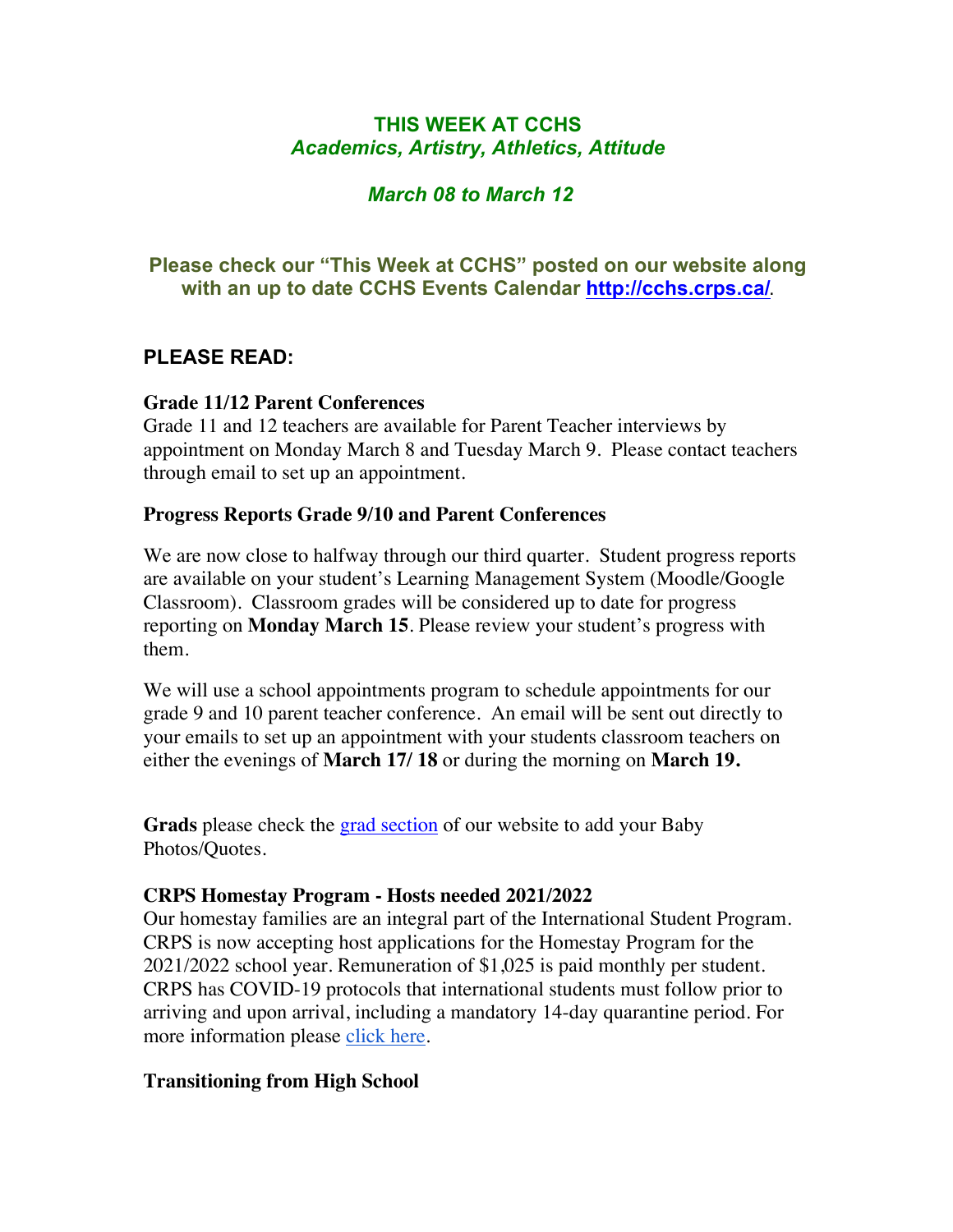# THIS WEEK AT CCHS
*Academics, Artistry, Athletics, Attitude*

*March 08 to March 12*

**Please check our "This Week at CCHS" posted on our website along with an up to date CCHS Events Calendar [http://cchs.crps.ca/](http://cchs.crps.ca/).**

## PLEASE READ:

**Grade 11/12 Parent Conferences**
Grade 11 and 12 teachers are available for Parent Teacher interviews by appointment on Monday March 8 and Tuesday March 9. Please contact teachers through email to set up an appointment.

**Progress Reports Grade 9/10 and Parent Conferences**

We are now close to halfway through our third quarter. Student progress reports are available on your student's Learning Management System (Moodle/Google Classroom). Classroom grades will be considered up to date for progress reporting on **Monday March 15**. Please review your student's progress with them.

We will use a school appointments program to schedule appointments for our grade 9 and 10 parent teacher conference. An email will be sent out directly to your emails to set up an appointment with your students classroom teachers on either the evenings of **March 17/ 18** or during the morning on **March 19.**

**Grads** please check the grad section of our website to add your Baby Photos/Quotes.

**CRPS Homestay Program - Hosts needed 2021/2022**
Our homestay families are an integral part of the International Student Program. CRPS is now accepting host applications for the Homestay Program for the 2021/2022 school year. Remuneration of $1,025 is paid monthly per student. CRPS has COVID-19 protocols that international students must follow prior to arriving and upon arrival, including a mandatory 14-day quarantine period. For more information please click here.

**Transitioning from High School**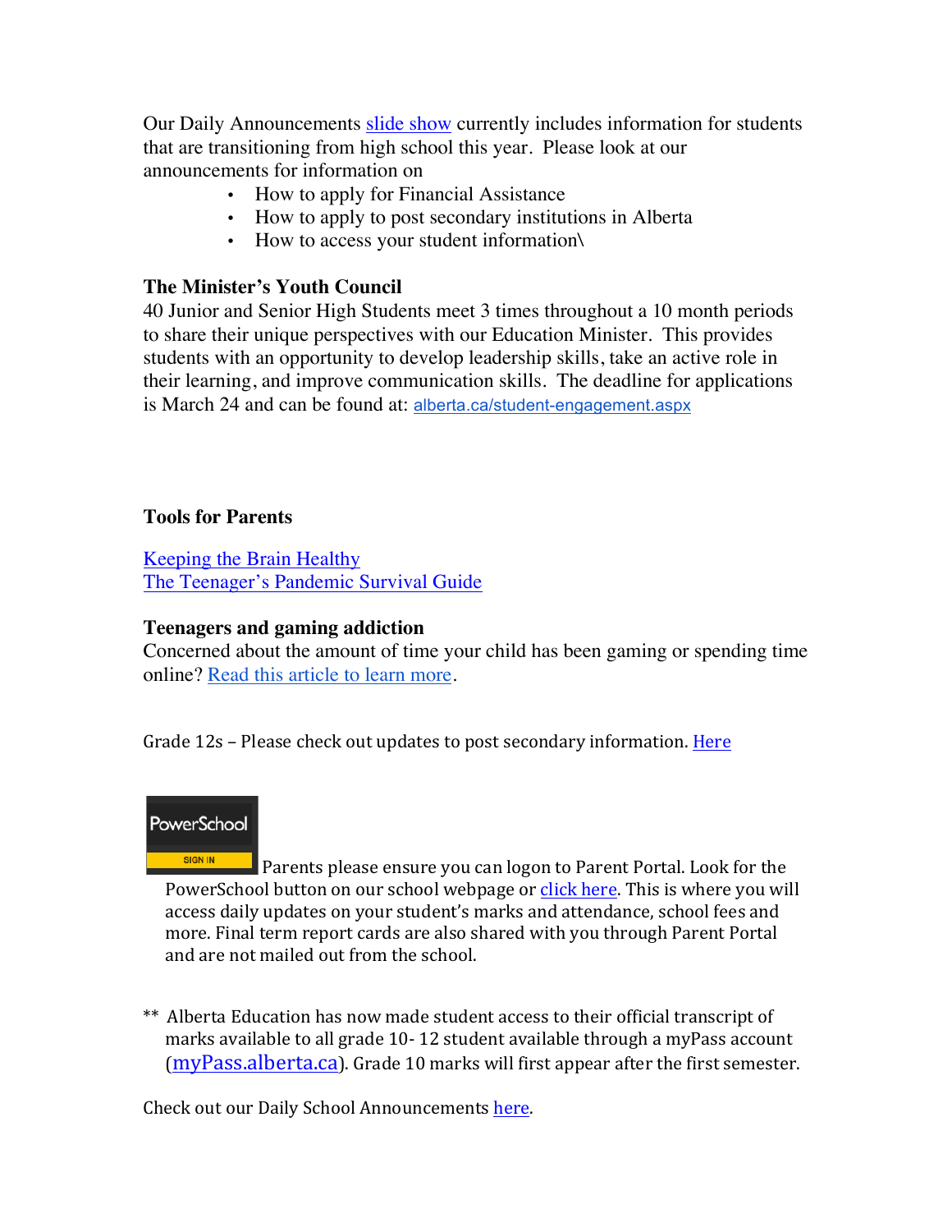Our Daily Announcements slide show currently includes information for students that are transitioning from high school this year. Please look at our announcements for information on

- How to apply for Financial Assistance
- How to apply to post secondary institutions in Alberta
- How to access your student information\

**The Minister's Youth Council**

40 Junior and Senior High Students meet 3 times throughout a 10 month periods to share their unique perspectives with our Education Minister. This provides students with an opportunity to develop leadership skills, take an active role in their learning, and improve communication skills. The deadline for applications is March 24 and can be found at: alberta.ca/student-engagement.aspx

**Tools for Parents**

Keeping the Brain Healthy
The Teenager's Pandemic Survival Guide

**Teenagers and gaming addiction**

Concerned about the amount of time your child has been gaming or spending time online? Read this article to learn more.

Grade 12s – Please check out updates to post secondary information. Here

PowerShool SIGN IN Parents please ensure you can logon to Parent Portal. Look for the PowerSchool button on our school webpage or click here. This is where you will access daily updates on your student's marks and attendance, school fees and more. Final term report cards are also shared with you through Parent Portal and are not mailed out from the school.

** Alberta Education has now made student access to their official transcript of marks available to all grade 10- 12 student available through a myPass account (myPass.alberta.ca). Grade 10 marks will first appear after the first semester.

Check out our Daily School Announcements here.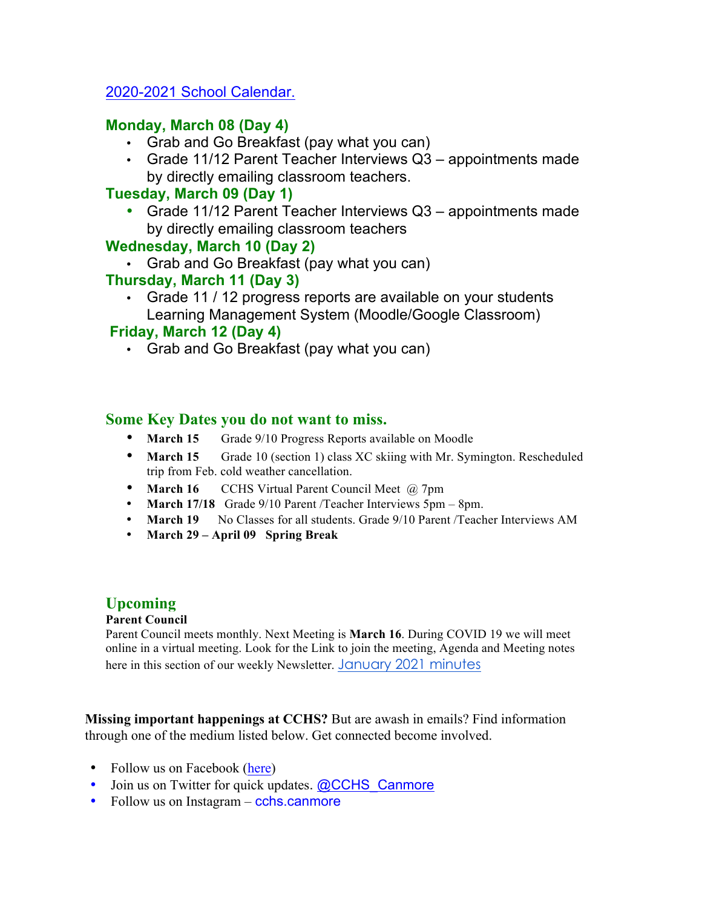[2020-2021 School Calendar.](#)

### Monday, March 08 (Day 4)

- Grab and Go Breakfast (pay what you can)
- Grade 11/12 Parent Teacher Interviews Q3 – appointments made by directly emailing classroom teachers.

### Tuesday, March 09 (Day 1)

- Grade 11/12 Parent Teacher Interviews Q3 – appointments made by directly emailing classroom teachers

### Wednesday, March 10 (Day 2)

- Grab and Go Breakfast (pay what you can)

### Thursday, March 11 (Day 3)

- Grade 11 / 12 progress reports are available on your students Learning Management System (Moodle/Google Classroom)

### Friday, March 12 (Day 4)

- Grab and Go Breakfast (pay what you can)

## Some Key Dates you do not want to miss.

- **March 15** Grade 9/10 Progress Reports available on Moodle
- **March 15** Grade 10 (section 1) class XC skiing with Mr. Symington. Rescheduled trip from Feb. cold weather cancellation.
- **March 16** CCHS Virtual Parent Council Meet @ 7pm
- **March 17/18** Grade 9/10 Parent /Teacher Interviews 5pm – 8pm.
- **March 19** No Classes for all students. Grade 9/10 Parent /Teacher Interviews AM
- **March 29 – April 09 Spring Break**

## Upcoming

**Parent Council**

Parent Council meets monthly. Next Meeting is **March 16**. During COVID 19 we will meet online in a virtual meeting. Look for the Link to join the meeting, Agenda and Meeting notes here in this section of our weekly Newsletter. [January 2021 minutes](#)

**Missing important happenings at CCHS?** But are awash in emails? Find information through one of the medium listed below. Get connected become involved.

- Follow us on Facebook ([here](#))
- Join us on Twitter for quick updates. [@CCHS_Canmore](#)
- Follow us on Instagram – cchs.canmore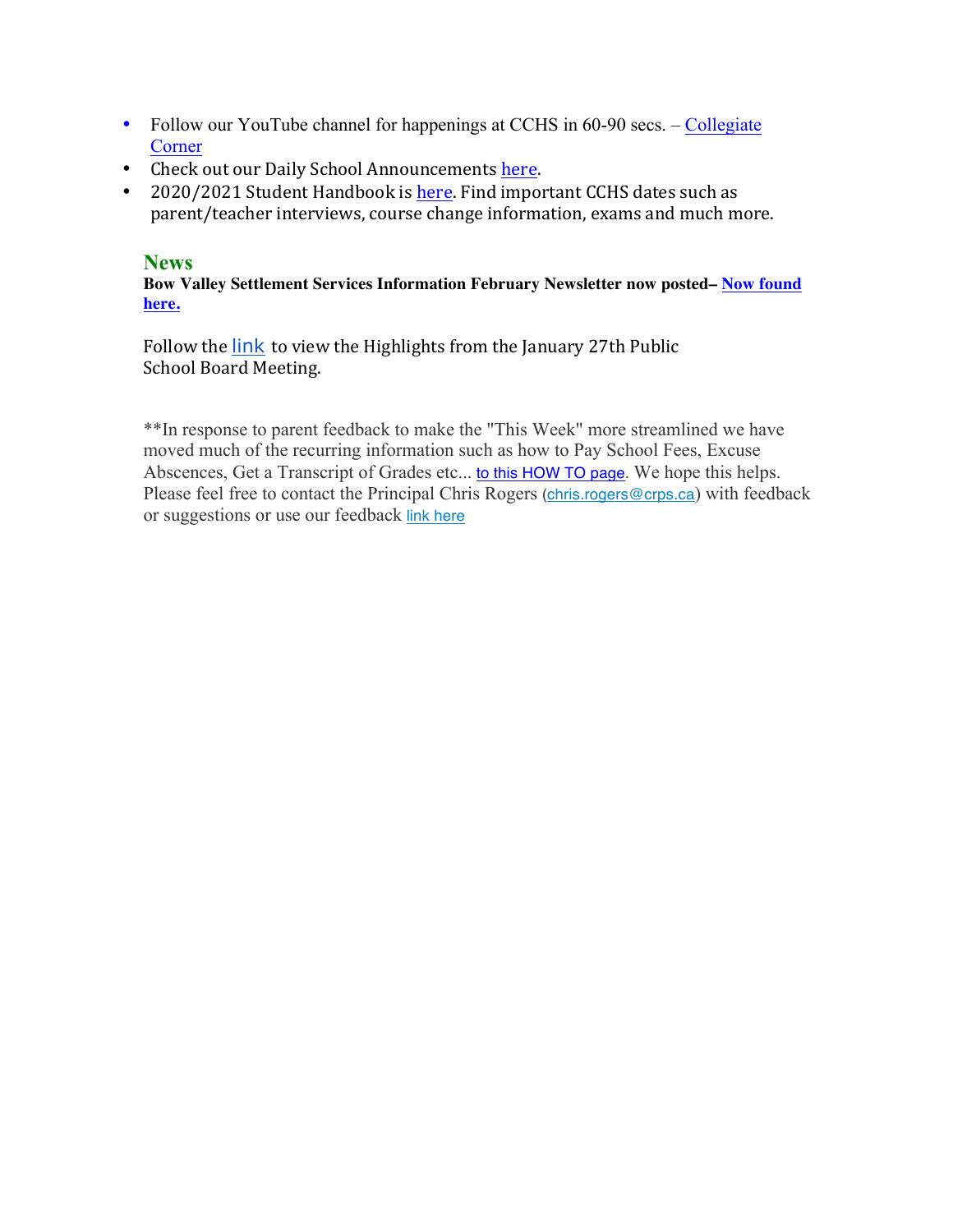- Follow our YouTube channel for happenings at CCHS in 60-90 secs. – Collegiate Corner
- Check out our Daily School Announcements here.
- 2020/2021 Student Handbook is here. Find important CCHS dates such as parent/teacher interviews, course change information, exams and much more.

## News

**Bow Valley Settlement Services Information February Newsletter now posted– Now found here.**

Follow the link to view the Highlights from the January 27th Public School Board Meeting.

**In response to parent feedback to make the "This Week" more streamlined we have moved much of the recurring information such as how to Pay School Fees, Excuse Abscences, Get a Transcript of Grades etc... to this HOW TO page. We hope this helps. Please feel free to contact the Principal Chris Rogers (chris.rogers@crps.ca) with feedback or suggestions or use our feedback link here